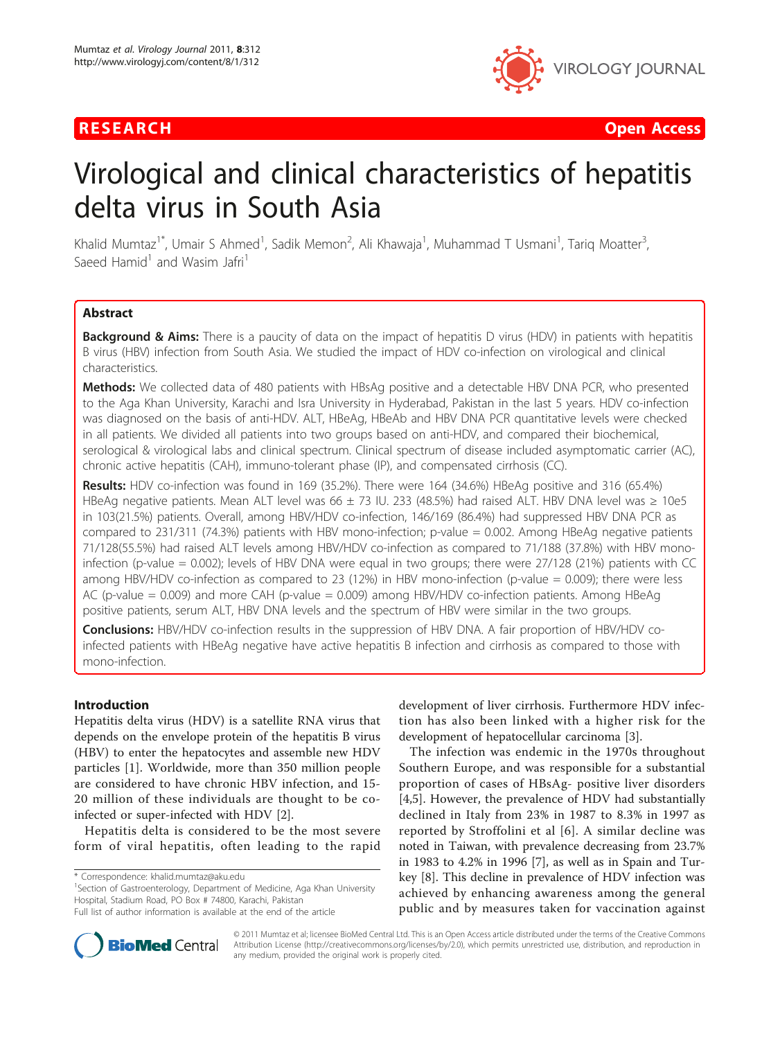**RESEARCH** **Open Access**

# Virological and clinical characteristics of hepatitis delta virus in South Asia

Khalid Mumtaz[1*], Umair S Ahmed[1], Sadik Memon[2], Ali Khawaja[1], Muhammad T Usmani[1], Tariq Moatter[3], Saeed Hamid[1] and Wasim Jafri[1]

## Abstract

**Background & Aims:** There is a paucity of data on the impact of hepatitis D virus (HDV) in patients with hepatitis B virus (HBV) infection from South Asia. We studied the impact of HDV co-infection on virological and clinical characteristics.

**Methods:** We collected data of 480 patients with HBsAg positive and a detectable HBV DNA PCR, who presented to the Aga Khan University, Karachi and Isra University in Hyderabad, Pakistan in the last 5 years. HDV co-infection was diagnosed on the basis of anti-HDV. ALT, HBeAg, HBeAb and HBV DNA PCR quantitative levels were checked in all patients. We divided all patients into two groups based on anti-HDV, and compared their biochemical, serological & virological labs and clinical spectrum. Clinical spectrum of disease included asymptomatic carrier (AC), chronic active hepatitis (CAH), immuno-tolerant phase (IP), and compensated cirrhosis (CC).

**Results:** HDV co-infection was found in 169 (35.2%). There were 164 (34.6%) HBeAg positive and 316 (65.4%) HBeAg negative patients. Mean ALT level was 66 ± 73 IU. 233 (48.5%) had raised ALT. HBV DNA level was ≥ 10e5 in 103(21.5%) patients. Overall, among HBV/HDV co-infection, 146/169 (86.4%) had suppressed HBV DNA PCR as compared to 231/311 (74.3%) patients with HBV mono-infection; p-value = 0.002. Among HBeAg negative patients 71/128(55.5%) had raised ALT levels among HBV/HDV co-infection as compared to 71/188 (37.8%) with HBV mono-infection (p-value = 0.002); levels of HBV DNA were equal in two groups; there were 27/128 (21%) patients with CC among HBV/HDV co-infection as compared to 23 (12%) in HBV mono-infection (p-value = 0.009); there were less AC (p-value = 0.009) and more CAH (p-value = 0.009) among HBV/HDV co-infection patients. Among HBeAg positive patients, serum ALT, HBV DNA levels and the spectrum of HBV were similar in the two groups.

**Conclusions:** HBV/HDV co-infection results in the suppression of HBV DNA. A fair proportion of HBV/HDV co-infected patients with HBeAg negative have active hepatitis B infection and cirrhosis as compared to those with mono-infection.

## Introduction

Hepatitis delta virus (HDV) is a satellite RNA virus that depends on the envelope protein of the hepatitis B virus (HBV) to enter the hepatocytes and assemble new HDV particles [1]. Worldwide, more than 350 million people are considered to have chronic HBV infection, and 15-20 million of these individuals are thought to be co-infected or super-infected with HDV [2].

Hepatitis delta is considered to be the most severe form of viral hepatitis, often leading to the rapid development of liver cirrhosis. Furthermore HDV infection has also been linked with a higher risk for the development of hepatocellular carcinoma [3].

The infection was endemic in the 1970s throughout Southern Europe, and was responsible for a substantial proportion of cases of HBsAg- positive liver disorders [4,5]. However, the prevalence of HDV had substantially declined in Italy from 23% in 1987 to 8.3% in 1997 as reported by Stroffolini et al [6]. A similar decline was noted in Taiwan, with prevalence decreasing from 23.7% in 1983 to 4.2% in 1996 [7], as well as in Spain and Turkey [8]. This decline in prevalence of HDV infection was achieved by enhancing awareness among the general public and by measures taken for vaccination against

\* Correspondence: khalid.mumtaz@aku.edu
[1]Section of Gastroenterology, Department of Medicine, Aga Khan University Hospital, Stadium Road, PO Box # 74800, Karachi, Pakistan
Full list of author information is available at the end of the article

© 2011 Mumtaz et al; licensee BioMed Central Ltd. This is an Open Access article distributed under the terms of the Creative Commons Attribution License (http://creativecommons.org/licenses/by/2.0), which permits unrestricted use, distribution, and reproduction in any medium, provided the original work is properly cited.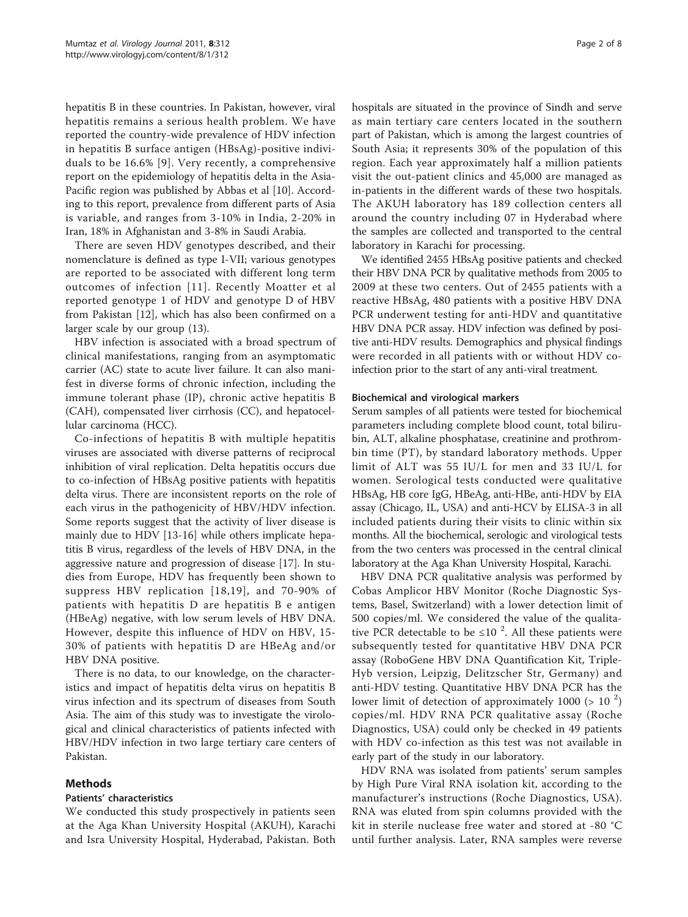hepatitis B in these countries. In Pakistan, however, viral hepatitis remains a serious health problem. We have reported the country-wide prevalence of HDV infection in hepatitis B surface antigen (HBsAg)-positive individuals to be 16.6% [9]. Very recently, a comprehensive report on the epidemiology of hepatitis delta in the Asia-Pacific region was published by Abbas et al [10]. According to this report, prevalence from different parts of Asia is variable, and ranges from 3-10% in India, 2-20% in Iran, 18% in Afghanistan and 3-8% in Saudi Arabia.

There are seven HDV genotypes described, and their nomenclature is defined as type I-VII; various genotypes are reported to be associated with different long term outcomes of infection [11]. Recently Moatter et al reported genotype 1 of HDV and genotype D of HBV from Pakistan [12], which has also been confirmed on a larger scale by our group (13).

HBV infection is associated with a broad spectrum of clinical manifestations, ranging from an asymptomatic carrier (AC) state to acute liver failure. It can also manifest in diverse forms of chronic infection, including the immune tolerant phase (IP), chronic active hepatitis B (CAH), compensated liver cirrhosis (CC), and hepatocellular carcinoma (HCC).

Co-infections of hepatitis B with multiple hepatitis viruses are associated with diverse patterns of reciprocal inhibition of viral replication. Delta hepatitis occurs due to co-infection of HBsAg positive patients with hepatitis delta virus. There are inconsistent reports on the role of each virus in the pathogenicity of HBV/HDV infection. Some reports suggest that the activity of liver disease is mainly due to HDV [13-16] while others implicate hepatitis B virus, regardless of the levels of HBV DNA, in the aggressive nature and progression of disease [17]. In studies from Europe, HDV has frequently been shown to suppress HBV replication [18,19], and 70-90% of patients with hepatitis D are hepatitis B e antigen (HBeAg) negative, with low serum levels of HBV DNA. However, despite this influence of HDV on HBV, 15-30% of patients with hepatitis D are HBeAg and/or HBV DNA positive.

There is no data, to our knowledge, on the characteristics and impact of hepatitis delta virus on hepatitis B virus infection and its spectrum of diseases from South Asia. The aim of this study was to investigate the virological and clinical characteristics of patients infected with HBV/HDV infection in two large tertiary care centers of Pakistan.

## Methods

### Patients' characteristics

We conducted this study prospectively in patients seen at the Aga Khan University Hospital (AKUH), Karachi and Isra University Hospital, Hyderabad, Pakistan. Both hospitals are situated in the province of Sindh and serve as main tertiary care centers located in the southern part of Pakistan, which is among the largest countries of South Asia; it represents 30% of the population of this region. Each year approximately half a million patients visit the out-patient clinics and 45,000 are managed as in-patients in the different wards of these two hospitals. The AKUH laboratory has 189 collection centers all around the country including 07 in Hyderabad where the samples are collected and transported to the central laboratory in Karachi for processing.

We identified 2455 HBsAg positive patients and checked their HBV DNA PCR by qualitative methods from 2005 to 2009 at these two centers. Out of 2455 patients with a reactive HBsAg, 480 patients with a positive HBV DNA PCR underwent testing for anti-HDV and quantitative HBV DNA PCR assay. HDV infection was defined by positive anti-HDV results. Demographics and physical findings were recorded in all patients with or without HDV co-infection prior to the start of any anti-viral treatment.

### Biochemical and virological markers

Serum samples of all patients were tested for biochemical parameters including complete blood count, total bilirubin, ALT, alkaline phosphatase, creatinine and prothrombin time (PT), by standard laboratory methods. Upper limit of ALT was 55 IU/L for men and 33 IU/L for women. Serological tests conducted were qualitative HBsAg, HB core IgG, HBeAg, anti-HBe, anti-HDV by EIA assay (Chicago, IL, USA) and anti-HCV by ELISA-3 in all included patients during their visits to clinic within six months. All the biochemical, serologic and virological tests from the two centers was processed in the central clinical laboratory at the Aga Khan University Hospital, Karachi.

HBV DNA PCR qualitative analysis was performed by Cobas Amplicor HBV Monitor (Roche Diagnostic Systems, Basel, Switzerland) with a lower detection limit of 500 copies/ml. We considered the value of the qualitative PCR detectable to be $\leq 10^2$. All these patients were subsequently tested for quantitative HBV DNA PCR assay (RoboGene HBV DNA Quantification Kit, Triple-Hyb version, Leipzig, Delitzscher Str, Germany) and anti-HDV testing. Quantitative HBV DNA PCR has the lower limit of detection of approximately 1000 ($> 10^2$) copies/ml. HDV RNA PCR qualitative assay (Roche Diagnostics, USA) could only be checked in 49 patients with HDV co-infection as this test was not available in early part of the study in our laboratory.

HDV RNA was isolated from patients' serum samples by High Pure Viral RNA isolation kit, according to the manufacturer's instructions (Roche Diagnostics, USA). RNA was eluted from spin columns provided with the kit in sterile nuclease free water and stored at -80 °C until further analysis. Later, RNA samples were reverse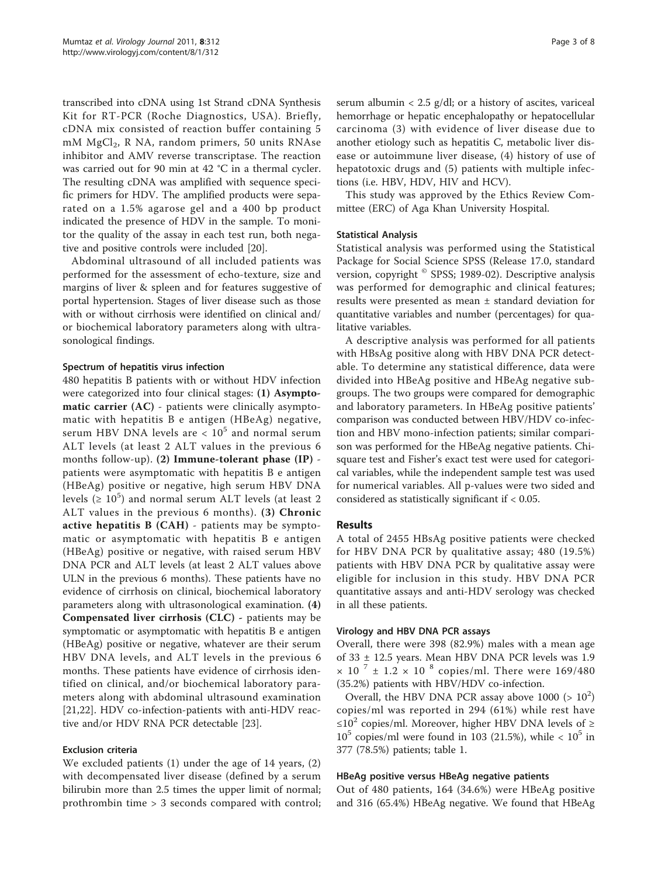transcribed into cDNA using 1st Strand cDNA Synthesis Kit for RT-PCR (Roche Diagnostics, USA). Briefly, cDNA mix consisted of reaction buffer containing 5 mM $MgCl_2$, R NA, random primers, 50 units RNAse inhibitor and AMV reverse transcriptase. The reaction was carried out for 90 min at 42 °C in a thermal cycler. The resulting cDNA was amplified with sequence specific primers for HDV. The amplified products were separated on a 1.5% agarose gel and a 400 bp product indicated the presence of HDV in the sample. To monitor the quality of the assay in each test run, both negative and positive controls were included [20].

Abdominal ultrasound of all included patients was performed for the assessment of echo-texture, size and margins of liver & spleen and for features suggestive of portal hypertension. Stages of liver disease such as those with or without cirrhosis were identified on clinical and/or biochemical laboratory parameters along with ultrasonological findings.

### Spectrum of hepatitis virus infection

480 hepatitis B patients with or without HDV infection were categorized into four clinical stages: (1) **Asymptomatic carrier (AC)** - patients were clinically asymptomatic with hepatitis B e antigen (HBeAg) negative, serum HBV DNA levels are $< 10^5$ and normal serum ALT levels (at least 2 ALT values in the previous 6 months follow-up). (2) **Immune-tolerant phase (IP)** - patients were asymptomatic with hepatitis B e antigen (HBeAg) positive or negative, high serum HBV DNA levels ($\geq 10^5$) and normal serum ALT levels (at least 2 ALT values in the previous 6 months). (3) **Chronic active hepatitis B (CAH)** - patients may be symptomatic or asymptomatic with hepatitis B e antigen (HBeAg) positive or negative, with raised serum HBV DNA PCR and ALT levels (at least 2 ALT values above ULN in the previous 6 months). These patients have no evidence of cirrhosis on clinical, biochemical laboratory parameters along with ultrasonological examination. (4) **Compensated liver cirrhosis (CLC)** - patients may be symptomatic or asymptomatic with hepatitis B e antigen (HBeAg) positive or negative, whatever are their serum HBV DNA levels, and ALT levels in the previous 6 months. These patients have evidence of cirrhosis identified on clinical, and/or biochemical laboratory parameters along with abdominal ultrasound examination [21,22]. HDV co-infection-patients with anti-HDV reactive and/or HDV RNA PCR detectable [23].

### Exclusion criteria

We excluded patients (1) under the age of 14 years, (2) with decompensated liver disease (defined by a serum bilirubin more than 2.5 times the upper limit of normal; prothrombin time > 3 seconds compared with control; serum albumin < 2.5 g/dl; or a history of ascites, variceal hemorrhage or hepatic encephalopathy or hepatocellular carcinoma (3) with evidence of liver disease due to another etiology such as hepatitis C, metabolic liver disease or autoimmune liver disease, (4) history of use of hepatotoxic drugs and (5) patients with multiple infections (i.e. HBV, HDV, HIV and HCV).

This study was approved by the Ethics Review Committee (ERC) of Aga Khan University Hospital.

### Statistical Analysis

Statistical analysis was performed using the Statistical Package for Social Science SPSS (Release 17.0, standard version, copyright © SPSS; 1989-02). Descriptive analysis was performed for demographic and clinical features; results were presented as mean ± standard deviation for quantitative variables and number (percentages) for qualitative variables.

A descriptive analysis was performed for all patients with HBsAg positive along with HBV DNA PCR detectable. To determine any statistical difference, data were divided into HBeAg positive and HBeAg negative subgroups. The two groups were compared for demographic and laboratory parameters. In HBeAg positive patients' comparison was conducted between HBV/HDV co-infection and HBV mono-infection patients; similar comparison was performed for the HBeAg negative patients. Chi-square test and Fisher's exact test were used for categorical variables, while the independent sample test was used for numerical variables. All p-values were two sided and considered as statistically significant if < 0.05.

## Results

A total of 2455 HBsAg positive patients were checked for HBV DNA PCR by qualitative assay; 480 (19.5%) patients with HBV DNA PCR by qualitative assay were eligible for inclusion in this study. HBV DNA PCR quantitative assays and anti-HDV serology was checked in all these patients.

### Virology and HBV DNA PCR assays

Overall, there were 398 (82.9%) males with a mean age of 33 ± 12.5 years. Mean HBV DNA PCR levels was $1.9 \times 10^{7} \pm 1.2 \times 10^{8}$ copies/ml. There were 169/480 (35.2%) patients with HBV/HDV co-infection.

Overall, the HBV DNA PCR assay above 1000 ($> 10^2$) copies/ml was reported in 294 (61%) while rest have $\leq 10^2$ copies/ml. Moreover, higher HBV DNA levels of $\geq 10^5$ copies/ml were found in 103 (21.5%), while $< 10^5$ in 377 (78.5%) patients; table 1.

### HBeAg positive versus HBeAg negative patients

Out of 480 patients, 164 (34.6%) were HBeAg positive and 316 (65.4%) HBeAg negative. We found that HBeAg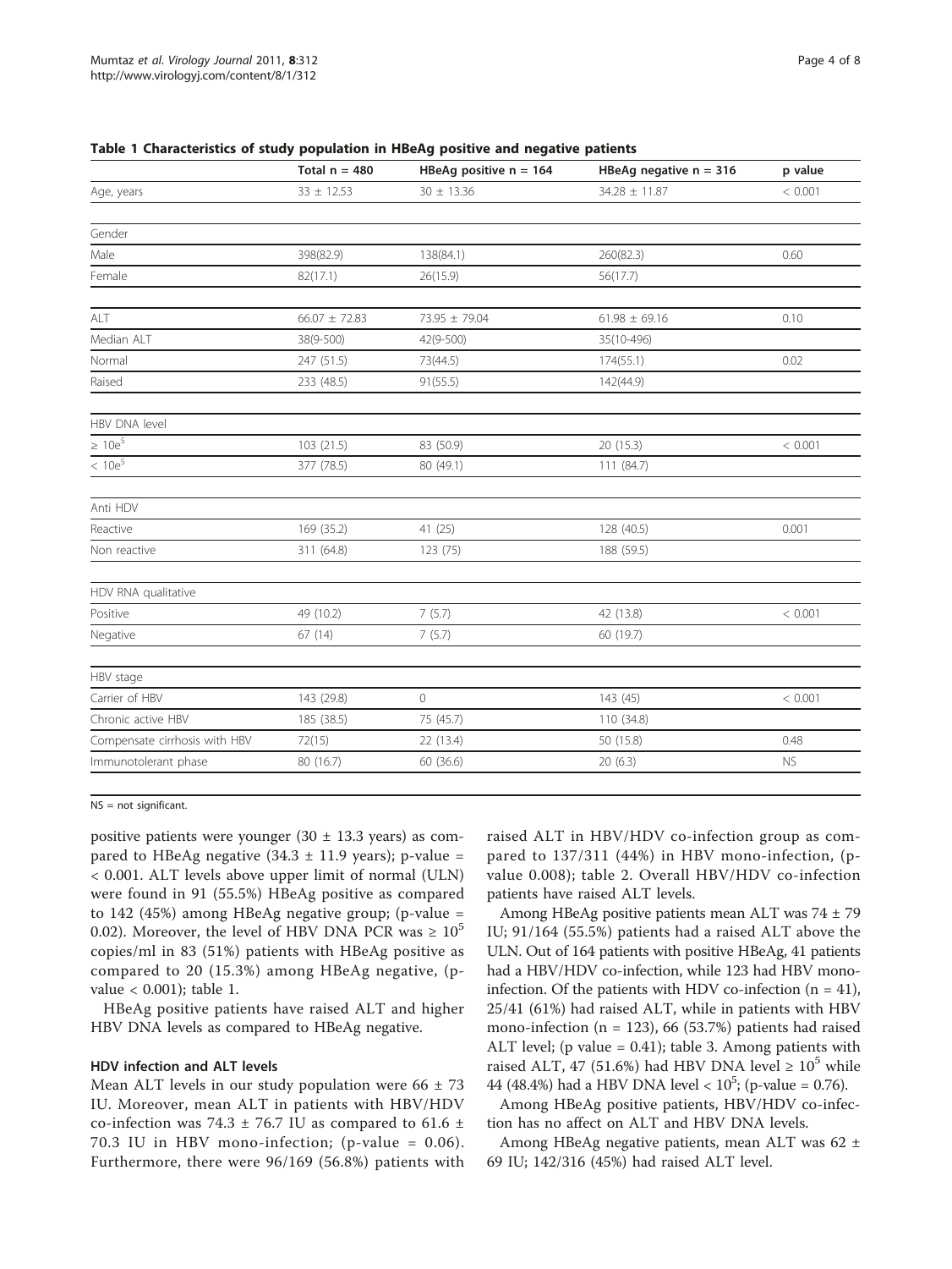**Table 1 Characteristics of study population in HBeAg positive and negative patients**

| | Total n = 480 | HBeAg positive n = 164 | HBeAg negative n = 316 | p value |
|---|---|---|---|---|
| Age, years | 33 ± 12.53 | 30 ± 13.36 | 34.28 ± 11.87 | < 0.001 |
| Gender | | | | |
| Male | 398(82.9) | 138(84.1) | 260(82.3) | 0.60 |
| Female | 82(17.1) | 26(15.9) | 56(17.7) | |
| ALT | 66.07 ± 72.83 | 73.95 ± 79.04 | 61.98 ± 69.16 | 0.10 |
| Median ALT | 38(9-500) | 42(9-500) | 35(10-496) | |
| Normal | 247 (51.5) | 73(44.5) | 174(55.1) | 0.02 |
| Raised | 233 (48.5) | 91(55.5) | 142(44.9) | |
| HBV DNA level | | | | |
| $\geq 10e^5$ | 103 (21.5) | 83 (50.9) | 20 (15.3) | < 0.001 |
| $< 10e^5$ | 377 (78.5) | 80 (49.1) | 111 (84.7) | |
| Anti HDV | | | | |
| Reactive | 169 (35.2) | 41 (25) | 128 (40.5) | 0.001 |
| Non reactive | 311 (64.8) | 123 (75) | 188 (59.5) | |
| HDV RNA qualitative | | | | |
| Positive | 49 (10.2) | 7 (5.7) | 42 (13.8) | < 0.001 |
| Negative | 67 (14) | 7 (5.7) | 60 (19.7) | |
| HBV stage | | | | |
| Carrier of HBV | 143 (29.8) | 0 | 143 (45) | < 0.001 |
| Chronic active HBV | 185 (38.5) | 75 (45.7) | 110 (34.8) | |
| Compensate cirrhosis with HBV | 72(15) | 22 (13.4) | 50 (15.8) | 0.48 |
| Immunotolerant phase | 80 (16.7) | 60 (36.6) | 20 (6.3) | NS |

NS = not significant.

positive patients were younger (30 ± 13.3 years) as compared to HBeAg negative (34.3 ± 11.9 years); p-value = < 0.001. ALT levels above upper limit of normal (ULN) were found in 91 (55.5%) HBeAg positive as compared to 142 (45%) among HBeAg negative group; (p-value = 0.02). Moreover, the level of HBV DNA PCR was $\geq 10^5$ copies/ml in 83 (51%) patients with HBeAg positive as compared to 20 (15.3%) among HBeAg negative, (p-value < 0.001); table 1.

HBeAg positive patients have raised ALT and higher HBV DNA levels as compared to HBeAg negative.

### HDV infection and ALT levels

Mean ALT levels in our study population were 66 ± 73 IU. Moreover, mean ALT in patients with HBV/HDV co-infection was 74.3 ± 76.7 IU as compared to 61.6 ± 70.3 IU in HBV mono-infection; (p-value = 0.06). Furthermore, there were 96/169 (56.8%) patients with raised ALT in HBV/HDV co-infection group as compared to 137/311 (44%) in HBV mono-infection, (p-value 0.008); table 2. Overall HBV/HDV co-infection patients have raised ALT levels.

Among HBeAg positive patients mean ALT was 74 ± 79 IU; 91/164 (55.5%) patients had a raised ALT above the ULN. Out of 164 patients with positive HBeAg, 41 patients had a HBV/HDV co-infection, while 123 had HBV mono-infection. Of the patients with HDV co-infection (n = 41), 25/41 (61%) had raised ALT, while in patients with HBV mono-infection (n = 123), 66 (53.7%) patients had raised ALT level; (p value = 0.41); table 3. Among patients with raised ALT, 47 (51.6%) had HBV DNA level $\geq 10^5$ while 44 (48.4%) had a HBV DNA level $< 10^5$; (p-value = 0.76).

Among HBeAg positive patients, HBV/HDV co-infection has no affect on ALT and HBV DNA levels.

Among HBeAg negative patients, mean ALT was 62 ± 69 IU; 142/316 (45%) had raised ALT level.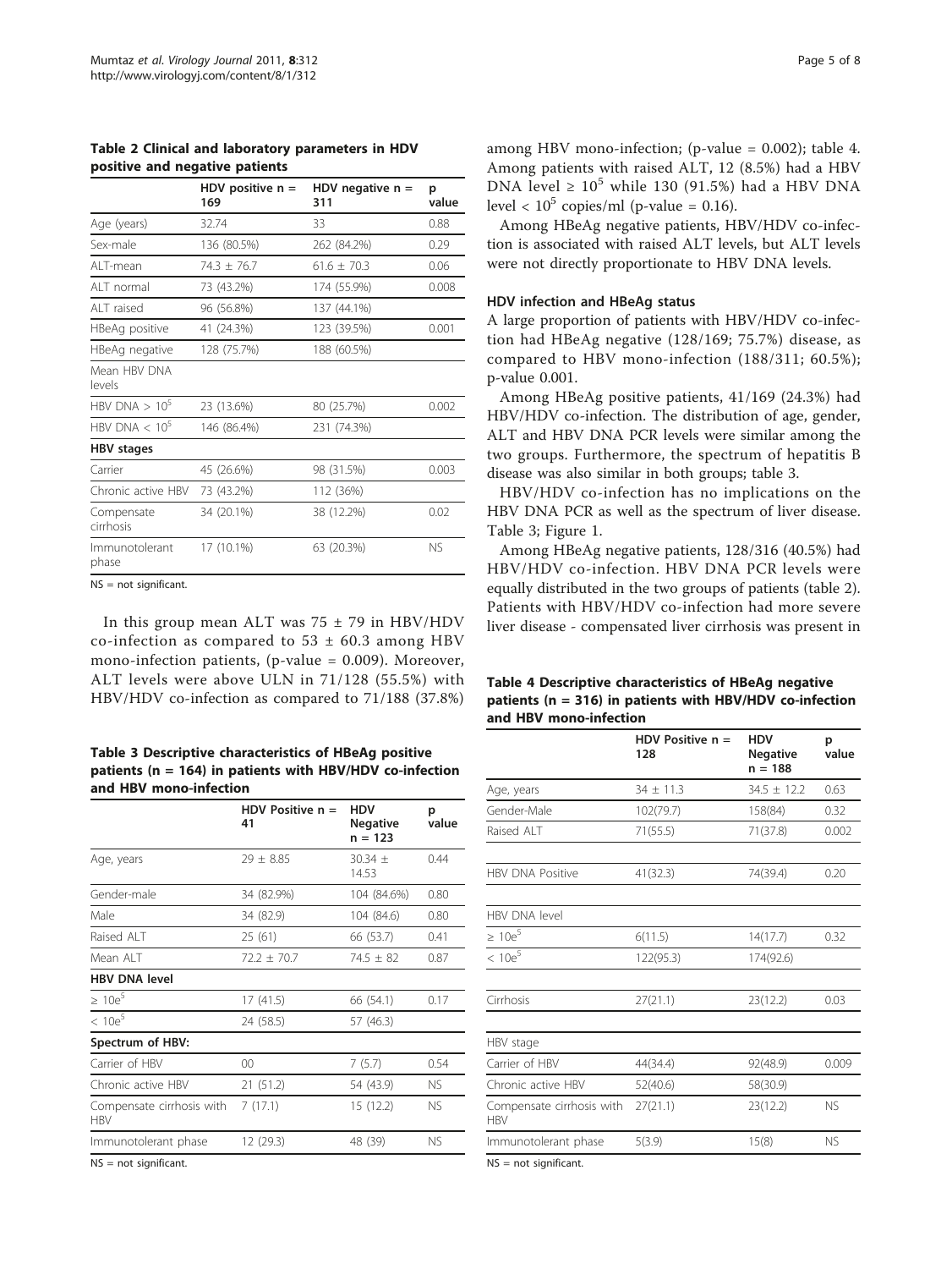**Table 2 Clinical and laboratory parameters in HDV positive and negative patients**

| | HDV positive n = 169 | HDV negative n = 311 | p value |
|---|---|---|---|
| Age (years) | 32.74 | 33 | 0.88 |
| Sex-male | 136 (80.5%) | 262 (84.2%) | 0.29 |
| ALT-mean | 74.3 ± 76.7 | 61.6 ± 70.3 | 0.06 |
| ALT normal | 73 (43.2%) | 174 (55.9%) | 0.008 |
| ALT raised | 96 (56.8%) | 137 (44.1%) | |
| HBeAg positive | 41 (24.3%) | 123 (39.5%) | 0.001 |
| HBeAg negative | 128 (75.7%) | 188 (60.5%) | |
| Mean HBV DNA levels | | | |
| HBV DNA > $10^5$ | 23 (13.6%) | 80 (25.7%) | 0.002 |
| HBV DNA < $10^5$ | 146 (86.4%) | 231 (74.3%) | |
| **HBV stages** | | | |
| Carrier | 45 (26.6%) | 98 (31.5%) | 0.003 |
| Chronic active HBV | 73 (43.2%) | 112 (36%) | |
| Compensate cirrhosis | 34 (20.1%) | 38 (12.2%) | 0.02 |
| Immunotolerant phase | 17 (10.1%) | 63 (20.3%) | NS |

NS = not significant.

In this group mean ALT was 75 ± 79 in HBV/HDV co-infection as compared to 53 ± 60.3 among HBV mono-infection patients, (p-value = 0.009). Moreover, ALT levels were above ULN in 71/128 (55.5%) with HBV/HDV co-infection as compared to 71/188 (37.8%) among HBV mono-infection; (p-value = 0.002); table 4. Among patients with raised ALT, 12 (8.5%) had a HBV DNA level ≥ $10^5$ while 130 (91.5%) had a HBV DNA level < $10^5$ copies/ml (p-value = 0.16).

Among HBeAg negative patients, HBV/HDV co-infection is associated with raised ALT levels, but ALT levels were not directly proportionate to HBV DNA levels.

**Table 3 Descriptive characteristics of HBeAg positive patients (n = 164) in patients with HBV/HDV co-infection and HBV mono-infection**

| | HDV Positive n = 41 | HDV Negative n = 123 | p value |
|---|---|---|---|
| Age, years | 29 ± 8.85 | 30.34 ± 14.53 | 0.44 |
| Gender-male | 34 (82.9%) | 104 (84.6%) | 0.80 |
| Male | 34 (82.9) | 104 (84.6) | 0.80 |
| Raised ALT | 25 (61) | 66 (53.7) | 0.41 |
| Mean ALT | 72.2 ± 70.7 | 74.5 ± 82 | 0.87 |
| **HBV DNA level** | | | |
| ≥ 10e[5] | 17 (41.5) | 66 (54.1) | 0.17 |
| < 10e[5] | 24 (58.5) | 57 (46.3) | |
| **Spectrum of HBV:** | | | |
| Carrier of HBV | 00 | 7 (5.7) | 0.54 |
| Chronic active HBV | 21 (51.2) | 54 (43.9) | NS |
| Compensate cirrhosis with HBV | 7 (17.1) | 15 (12.2) | NS |
| Immunotolerant phase | 12 (29.3) | 48 (39) | NS |

NS = not significant.

### HDV infection and HBeAg status

A large proportion of patients with HBV/HDV co-infection had HBeAg negative (128/169; 75.7%) disease, as compared to HBV mono-infection (188/311; 60.5%); p-value 0.001.

Among HBeAg positive patients, 41/169 (24.3%) had HBV/HDV co-infection. The distribution of age, gender, ALT and HBV DNA PCR levels were similar among the two groups. Furthermore, the spectrum of hepatitis B disease was also similar in both groups; table 3.

HBV/HDV co-infection has no implications on the HBV DNA PCR as well as the spectrum of liver disease. Table 3; Figure 1.

Among HBeAg negative patients, 128/316 (40.5%) had HBV/HDV co-infection. HBV DNA PCR levels were equally distributed in the two groups of patients (table 2). Patients with HBV/HDV co-infection had more severe liver disease - compensated liver cirrhosis was present in

**Table 4 Descriptive characteristics of HBeAg negative patients (n = 316) in patients with HBV/HDV co-infection and HBV mono-infection**

| | HDV Positive n = 128 | HDV Negative n = 188 | p value |
|---|---|---|---|
| Age, years | 34 ± 11.3 | 34.5 ± 12.2 | 0.63 |
| Gender-Male | 102(79.7) | 158(84) | 0.32 |
| Raised ALT | 71(55.5) | 71(37.8) | 0.002 |
| HBV DNA Positive | 41(32.3) | 74(39.4) | 0.20 |
| HBV DNA level | | | |
| ≥ 10e[5] | 6(11.5) | 14(17.7) | 0.32 |
| < 10e[5] | 122(95.3) | 174(92.6) | |
| Cirrhosis | 27(21.1) | 23(12.2) | 0.03 |
| HBV stage | | | |
| Carrier of HBV | 44(34.4) | 92(48.9) | 0.009 |
| Chronic active HBV | 52(40.6) | 58(30.9) | |
| Compensate cirrhosis with HBV | 27(21.1) | 23(12.2) | NS |
| Immunotolerant phase | 5(3.9) | 15(8) | NS |

NS = not significant.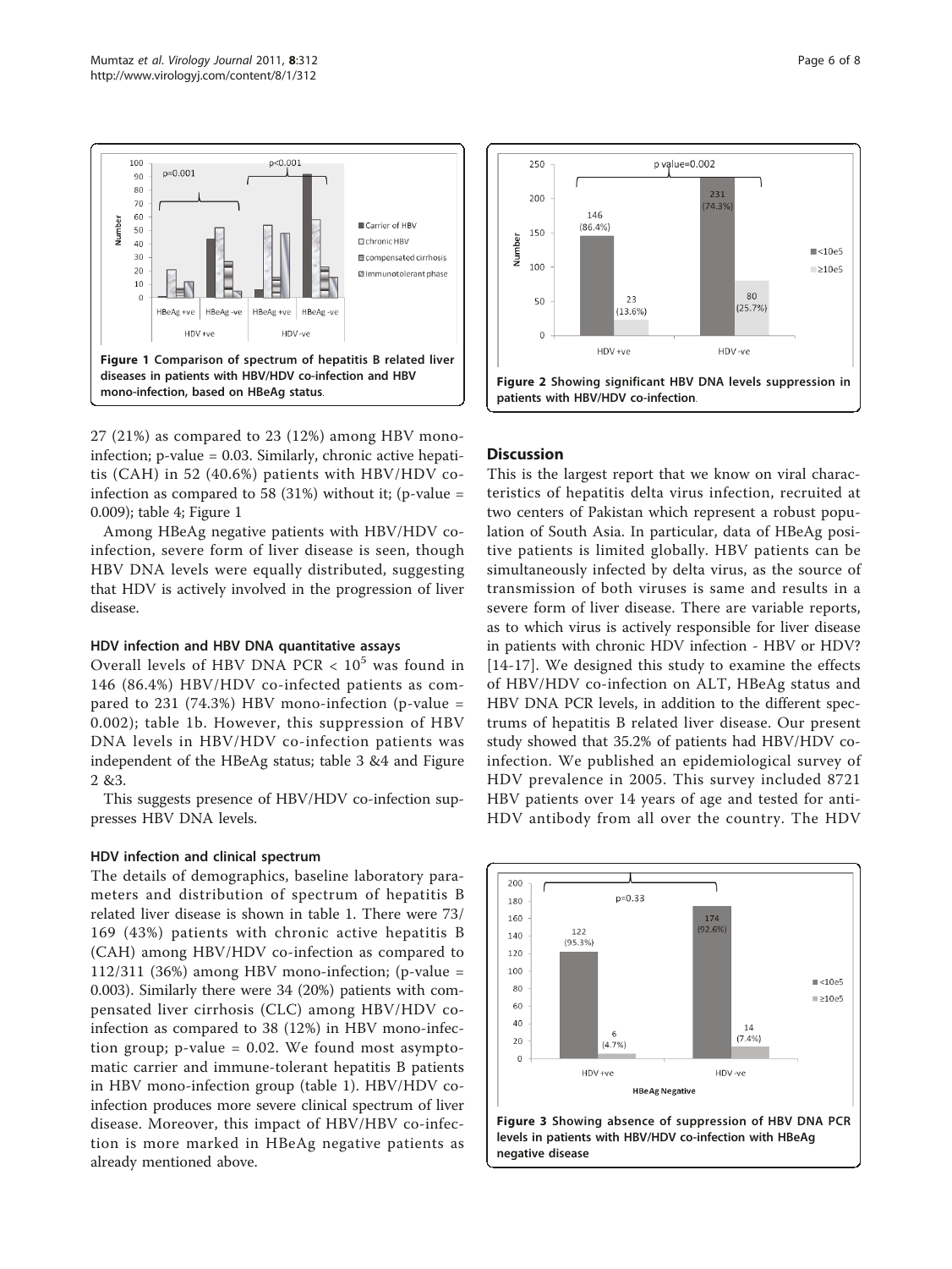**Figure 1 Comparison of spectrum of hepatitis B related liver diseases in patients with HBV/HDV co-infection and HBV mono-infection, based on HBeAg status.**

**Figure 2 Showing significant HBV DNA levels suppression in patients with HBV/HDV co-infection.**

27 (21%) as compared to 23 (12%) among HBV mono-infection; p-value = 0.03. Similarly, chronic active hepatitis (CAH) in 52 (40.6%) patients with HBV/HDV co-infection as compared to 58 (31%) without it; (p-value = 0.009); table 4; Figure 1

Among HBeAg negative patients with HBV/HDV co-infection, severe form of liver disease is seen, though HBV DNA levels were equally distributed, suggesting that HDV is actively involved in the progression of liver disease.

### HDV infection and HBV DNA quantitative assays

Overall levels of HBV DNA PCR < $10^5$ was found in 146 (86.4%) HBV/HDV co-infected patients as compared to 231 (74.3%) HBV mono-infection (p-value = 0.002); table 1b. However, this suppression of HBV DNA levels in HBV/HDV co-infection patients was independent of the HBeAg status; table 3 &4 and Figure 2 &3.

This suggests presence of HBV/HDV co-infection suppresses HBV DNA levels.

### HDV infection and clinical spectrum

The details of demographics, baseline laboratory parameters and distribution of spectrum of hepatitis B related liver disease is shown in table 1. There were 73/169 (43%) patients with chronic active hepatitis B (CAH) among HBV/HDV co-infection as compared to 112/311 (36%) among HBV mono-infection; (p-value = 0.003). Similarly there were 34 (20%) patients with compensated liver cirrhosis (CLC) among HBV/HDV co-infection as compared to 38 (12%) in HBV mono-infection group; p-value = 0.02. We found most asymptomatic carrier and immune-tolerant hepatitis B patients in HBV mono-infection group (table 1). HBV/HDV co-infection produces more severe clinical spectrum of liver disease. Moreover, this impact of HBV/HBV co-infection is more marked in HBeAg negative patients as already mentioned above.

## Discussion

This is the largest report that we know on viral characteristics of hepatitis delta virus infection, recruited at two centers of Pakistan which represent a robust population of South Asia. In particular, data of HBeAg positive patients is limited globally. HBV patients can be simultaneously infected by delta virus, as the source of transmission of both viruses is same and results in a severe form of liver disease. There are variable reports, as to which virus is actively responsible for liver disease in patients with chronic HDV infection - HBV or HDV? [14-17]. We designed this study to examine the effects of HBV/HDV co-infection on ALT, HBeAg status and HBV DNA PCR levels, in addition to the different spectrums of hepatitis B related liver disease. Our present study showed that 35.2% of patients had HBV/HDV co-infection. We published an epidemiological survey of HDV prevalence in 2005. This survey included 8721 HBV patients over 14 years of age and tested for anti-HDV antibody from all over the country. The HDV

**Figure 3 Showing absence of suppression of HBV DNA PCR levels in patients with HBV/HDV co-infection with HBeAg negative disease**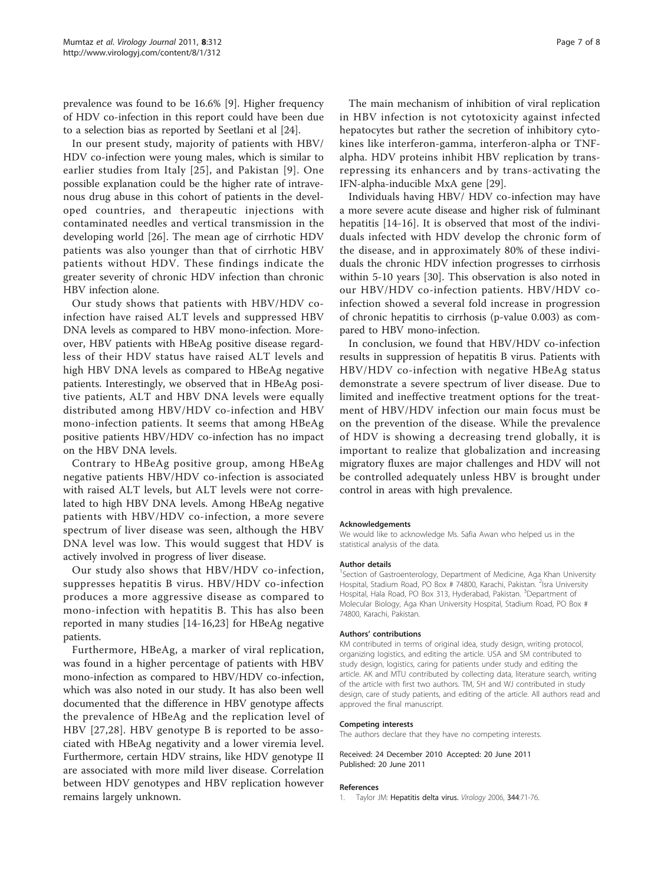prevalence was found to be 16.6% [9]. Higher frequency of HDV co-infection in this report could have been due to a selection bias as reported by Seetlani et al [24].

In our present study, majority of patients with HBV/HDV co-infection were young males, which is similar to earlier studies from Italy [25], and Pakistan [9]. One possible explanation could be the higher rate of intravenous drug abuse in this cohort of patients in the developed countries, and therapeutic injections with contaminated needles and vertical transmission in the developing world [26]. The mean age of cirrhotic HDV patients was also younger than that of cirrhotic HBV patients without HDV. These findings indicate the greater severity of chronic HDV infection than chronic HBV infection alone.

Our study shows that patients with HBV/HDV co-infection have raised ALT levels and suppressed HBV DNA levels as compared to HBV mono-infection. Moreover, HBV patients with HBeAg positive disease regardless of their HDV status have raised ALT levels and high HBV DNA levels as compared to HBeAg negative patients. Interestingly, we observed that in HBeAg positive patients, ALT and HBV DNA levels were equally distributed among HBV/HDV co-infection and HBV mono-infection patients. It seems that among HBeAg positive patients HBV/HDV co-infection has no impact on the HBV DNA levels.

Contrary to HBeAg positive group, among HBeAg negative patients HBV/HDV co-infection is associated with raised ALT levels, but ALT levels were not correlated to high HBV DNA levels. Among HBeAg negative patients with HBV/HDV co-infection, a more severe spectrum of liver disease was seen, although the HBV DNA level was low. This would suggest that HDV is actively involved in progress of liver disease.

Our study also shows that HBV/HDV co-infection, suppresses hepatitis B virus. HBV/HDV co-infection produces a more aggressive disease as compared to mono-infection with hepatitis B. This has also been reported in many studies [14-16,23] for HBeAg negative patients.

Furthermore, HBeAg, a marker of viral replication, was found in a higher percentage of patients with HBV mono-infection as compared to HBV/HDV co-infection, which was also noted in our study. It has also been well documented that the difference in HBV genotype affects the prevalence of HBeAg and the replication level of HBV [27,28]. HBV genotype B is reported to be associated with HBeAg negativity and a lower viremia level. Furthermore, certain HDV strains, like HDV genotype II are associated with more mild liver disease. Correlation between HDV genotypes and HBV replication however remains largely unknown.

The main mechanism of inhibition of viral replication in HBV infection is not cytotoxicity against infected hepatocytes but rather the secretion of inhibitory cytokines like interferon-gamma, interferon-alpha or TNF-alpha. HDV proteins inhibit HBV replication by trans-repressing its enhancers and by trans-activating the IFN-alpha-inducible MxA gene [29].

Individuals having HBV/ HDV co-infection may have a more severe acute disease and higher risk of fulminant hepatitis [14-16]. It is observed that most of the individuals infected with HDV develop the chronic form of the disease, and in approximately 80% of these individuals the chronic HDV infection progresses to cirrhosis within 5-10 years [30]. This observation is also noted in our HBV/HDV co-infection patients. HBV/HDV co-infection showed a several fold increase in progression of chronic hepatitis to cirrhosis (p-value 0.003) as compared to HBV mono-infection.

In conclusion, we found that HBV/HDV co-infection results in suppression of hepatitis B virus. Patients with HBV/HDV co-infection with negative HBeAg status demonstrate a severe spectrum of liver disease. Due to limited and ineffective treatment options for the treatment of HBV/HDV infection our main focus must be on the prevention of the disease. While the prevalence of HDV is showing a decreasing trend globally, it is important to realize that globalization and increasing migratory fluxes are major challenges and HDV will not be controlled adequately unless HBV is brought under control in areas with high prevalence.

#### Acknowledgements

We would like to acknowledge Ms. Safia Awan who helped us in the statistical analysis of the data.

#### Author details

[1]Section of Gastroenterology, Department of Medicine, Aga Khan University Hospital, Stadium Road, PO Box # 74800, Karachi, Pakistan. [2]Isra University Hospital, Hala Road, PO Box 313, Hyderabad, Pakistan. [3]Department of Molecular Biology, Aga Khan University Hospital, Stadium Road, PO Box # 74800, Karachi, Pakistan.

#### Authors' contributions

KM contributed in terms of original idea, study design, writing protocol, organizing logistics, and editing the article. USA and SM contributed to study design, logistics, caring for patients under study and editing the article. AK and MTU contributed by collecting data, literature search, writing of the article with first two authors. TM, SH and WJ contributed in study design, care of study patients, and editing of the article. All authors read and approved the final manuscript.

#### Competing interests

The authors declare that they have no competing interests.

Received: 24 December 2010 Accepted: 20 June 2011
Published: 20 June 2011

#### References

1. Taylor JM: **Hepatitis delta virus.** *Virology* 2006, **344**:71-76.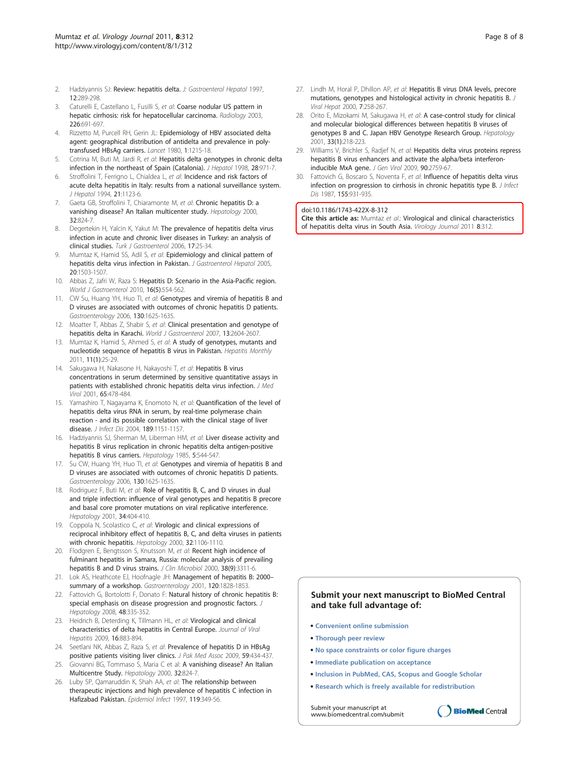2. Hadziyannis SJ: **Review: hepatitis delta.** *J: Gastroenterol Hepatol* 1997, 12:289-298.
3. Caturelli E, Castellano L, Fusilli S, *et al*: **Coarse nodular US pattern in hepatic cirrhosis: risk for hepatocellular carcinoma.** *Radiology* 2003, 226:691-697.
4. Rizzetto M, Purcell RH, Gerin JL: **Epidemiology of HBV associated delta agent: geographical distribution of antidelta and prevalence in poly-transfused HBsAg carriers.** *Lancet* 1980, 1:1215-18.
5. Cotrina M, Buti M, Jardi R, *et al*: **Hepatitis delta genotypes in chronic delta infection in the northeast of Spain (Catalonia).** *J Hepatol* 1998, 28:971-7.
6. Stroffolini T, Ferrigno L, Chialdea L, *et al*: **Incidence and risk factors of acute delta hepatitis in Italy: results from a national surveillance system.** *J Hepatol* 1994, 21:1123-6.
7. Gaeta GB, Stroffolini T, Chiaramonte M, *et al*: **Chronic hepatitis D: a vanishing disease? An Italian multicenter study.** *Hepatology* 2000, 32:824-7.
8. Degertekin H, Yalcin K, Yakut M: **The prevalence of hepatitis delta virus infection in acute and chronic liver diseases in Turkey: an analysis of clinical studies.** *Turk J Gastroenterol* 2006, 17:25-34.
9. Mumtaz K, Hamid SS, Adil S, *et al*: **Epidemiology and clinical pattern of hepatitis delta virus infection in Pakistan.** *J Gastroenterol Hepatol* 2005, 20:1503-1507.
10. Abbas Z, Jafri W, Raza S: **Hepatitis D: Scenario in the Asia-Pacific region.** *World J Gastroenterol* 2010, 16(5):554-562.
11. CW Su, Huang YH, Huo TI, *et al*: **Genotypes and viremia of hepatitis B and D viruses are associated with outcomes of chronic hepatitis D patients.** *Gastroenterology* 2006, 130:1625-1635.
12. Moatter T, Abbas Z, Shabir S, *et al*: **Clinical presentation and genotype of hepatitis delta in Karachi.** *World J Gastroenterol* 2007, 13:2604-2607.
13. Mumtaz K, Hamid S, Ahmed S, *et al*: **A study of genotypes, mutants and nucleotide sequence of hepatitis B virus in Pakistan.** *Hepatitis Monthly* 2011, 11(1):25-29.
14. Sakugawa H, Nakasone H, Nakayoshi T, *et al*: **Hepatitis B virus concentrations in serum determined by sensitive quantitative assays in patients with established chronic hepatitis delta virus infection.** *J Med Virol* 2001, 65:478-484.
15. Yamashiro T, Nagayama K, Enomoto N, *et al*: **Quantification of the level of hepatitis delta virus RNA in serum, by real-time polymerase chain reaction - and its possible correlation with the clinical stage of liver disease.** *J Infect Dis* 2004, 189:1151-1157.
16. Hadziyannis SJ, Sherman M, Liberman HM, *et al*: **Liver disease activity and hepatitis B virus replication in chronic hepatitis delta antigen-positive hepatitis B virus carriers.** *Hepatology* 1985, 5:544-547.
17. Su CW, Huang YH, Huo TI, *et al*: **Genotypes and viremia of hepatitis B and D viruses are associated with outcomes of chronic hepatitis D patients.** *Gastroenterology* 2006, 130:1625-1635.
18. Rodriguez F, Buti M, *et al*: **Role of hepatitis B, C, and D viruses in dual and triple infection: influence of viral genotypes and hepatitis B precore and basal core promoter mutations on viral replicative interference.** *Hepatology* 2001, 34:404-410.
19. Coppola N, Scolastico C, *et al*: **Virologic and clinical expressions of reciprocal inhibitory effect of hepatitis B, C, and delta viruses in patients with chronic hepatitis.** *Hepatology* 2000, 32:1106-1110.
20. Flodgren E, Bengtsson S, Knutsson M, *et al*: **Recent high incidence of fulminant hepatitis in Samara, Russia: molecular analysis of prevailing hepatitis B and D virus strains.** *J Clin Microbiol* 2000, 38(9):3311-6.
21. Lok AS, Heathcote EJ, Hoofnagle JH: **Management of hepatitis B: 2000–summary of a workshop.** *Gastroenterology* 2001, 120:1828-1853.
22. Fattovich G, Bortolotti F, Donato F: **Natural history of chronic hepatitis B: special emphasis on disease progression and prognostic factors.** *J Hepatology* 2008, 48:335-352.
23. Heidrich B, Deterding K, Tillmann HL, *et al*: **Virological and clinical characteristics of delta hepatitis in Central Europe.** *Journal of Viral Hepatitis* 2009, 16:883-894.
24. Seetlani NK, Abbas Z, Raza S, *et al*: **Prevalence of hepatitis D in HBsAg positive patients visiting liver clinics.** *J Pak Med Assoc* 2009, 59:434-437.
25. Giovanni BG, Tommaso S, Maria C et al: **A vanishing disease? An Italian Multicentre Study.** *Hepatology* 2000, 32:824-7.
26. Luby SP, Qamaruddin K, Shah AA, *et al*: **The relationship between therapeutic injections and high prevalence of hepatitis C infection in Hafizabad Pakistan.** *Epidemiol Infect* 1997, 119:349-56.
27. Lindh M, Horal P, Dhillon AP, *et al*: **Hepatitis B virus DNA levels, precore mutations, genotypes and histological activity in chronic hepatitis B.** *J Viral Hepat* 2000, 7:258-267.
28. Orito E, Mizokami M, Sakugawa H, *et al*: **A case-control study for clinical and molecular biological differences between hepatitis B viruses of genotypes B and C. Japan HBV Genotype Research Group.** *Hepatology* 2001, 33(1):218-223.
29. Williams V, Brichler S, Radjef N, *et al*: **Hepatitis delta virus proteins repress hepatitis B virus enhancers and activate the alpha/beta interferon-inducible MxA gene.** *J Gen Virol* 2009, 90:2759-67.
30. Fattovich G, Boscaro S, Noventa F, *et al*: **Influence of hepatitis delta virus infection on progression to cirrhosis in chronic hepatitis type B.** *J Infect Dis* 1987, 155:931-935.

doi:10.1186/1743-422X-8-312
**Cite this article as:** Mumtaz *et al*.: Virological and clinical characteristics of hepatitis delta virus in South Asia. *Virology Journal* 2011 8:312.

**Submit your next manuscript to BioMed Central and take full advantage of:**

- **Convenient online submission**
- **Thorough peer review**
- **No space constraints or color figure charges**
- **Immediate publication on acceptance**
- **Inclusion in PubMed, CAS, Scopus and Google Scholar**
- **Research which is freely available for redistribution**

Submit your manuscript at
www.biomedcentral.com/submit

BioMed Central